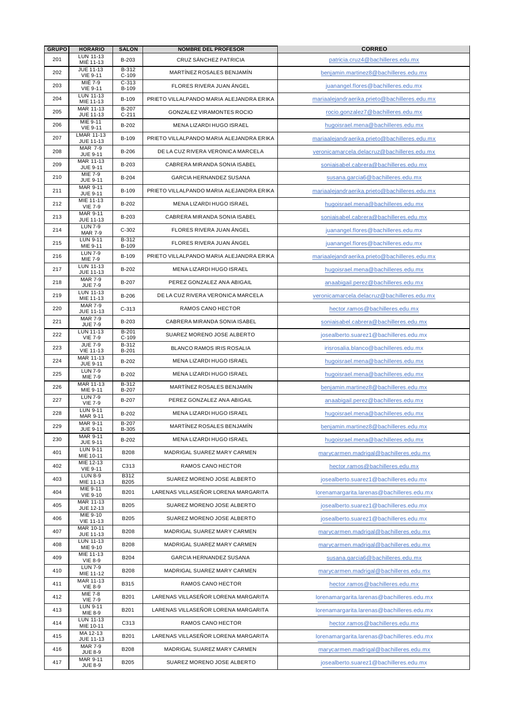| GRUPO | HORARIO | SALON | NOMBRE DEL PROFESOR | CORREO |
|---|---|---|---|---|
| 201 | LUN 11-13 MIÉ 11-13 | B-203 | CRUZ SÁNCHEZ PATRICIA | patricia.cruz4@bachilleres.edu.mx |
| 202 | JUE 11-13 VIE 9-11 | B-312 C-109 | MARTÍNEZ ROSALES BENJAMÍN | benjamin.martinez8@bachilleres.edu.mx |
| 203 | MIÉ 7-9 VIE 9-11 | C-313 B-109 | FLORES RIVERA JUAN ÁNGEL | juanangel.flores@bachilleres.edu.mx |
| 204 | LUN 11-13 MIE 11-13 | B-109 | PRIETO VILLALPANDO MARIA ALEJANDRA ERIKA | mariaalejandraerika.prieto@bachilleres.edu.mx |
| 205 | MAR 11-13 JUE 11-13 | B-207 C-211 | GONZALEZ VIRAMONTES ROCIO | rocio.gonzalez7@bachilleres.edu.mx |
| 206 | MIE 9-11 VIE 9-11 | B-202 | MENA LIZARDI HUGO ISRAEL | hugoisrael.mena@bachilleres.edu.mx |
| 207 | LMAR 11-13 JUE 11-13 | B-109 | PRIETO VILLALPANDO MARIA ALEJANDRA ERIKA | mariaalejandraerika.prieto@bachilleres.edu.mx |
| 208 | MAR 7-9 JUE 9-11 | B-206 | DE LA CUZ RIVERA VERONICA MARCELA | veronicamarcela.delacruz@bachilleres.edu.mx |
| 209 | MAR 11-13 JUE 9-11 | B-203 | CABRERA MIRANDA SONIA ISABEL | soniaisabel.cabrera@bachilleres.edu.mx |
| 210 | MIE 7-9 JUE 9-11 | B-204 | GARCIA HERNANDEZ SUSANA | susana.garcia6@bachilleres.edu.mx |
| 211 | MAR 9-11 JUE 9-11 | B-109 | PRIETO VILLALPANDO MARIA ALEJANDRA ERIKA | mariaalejandraerika.prieto@bachilleres.edu.mx |
| 212 | MIE 11-13 VIE 7-9 | B-202 | MENA LIZARDI HUGO ISRAEL | hugoisrael.mena@bachilleres.edu.mx |
| 213 | MAR 9-11 JUE 11-13 | B-203 | CABRERA MIRANDA SONIA ISABEL | soniaisabel.cabrera@bachilleres.edu.mx |
| 214 | LUN 7-9 MAR 7-9 | C-302 | FLORES RIVERA JUAN ÁNGEL | juanangel.flores@bachilleres.edu.mx |
| 215 | LUN 9-11 MIE 9-11 | B-312 B-109 | FLORES RIVERA JUAN ÁNGEL | juanangel.flores@bachilleres.edu.mx |
| 216 | LUN 7-9 MIE 7-9 | B-109 | PRIETO VILLALPANDO MARIA ALEJANDRA ERIKA | mariaalejandraerika.prieto@bachilleres.edu.mx |
| 217 | LUN 11-13 JUE 11-13 | B-202 | MENA LIZARDI HUGO ISRAEL | hugoisrael.mena@bachilleres.edu.mx |
| 218 | MAR 7-9 JUE 7-9 | B-207 | PEREZ GONZALEZ ANA ABIGAIL | anaabigail.perez@bachilleres.edu.mx |
| 219 | LUN 11-13 MIE 11-13 | B-206 | DE LA CUZ RIVERA VERONICA MARCELA | veronicamarcela.delacruz@bachilleres.edu.mx |
| 220 | MAR 7-9 JUE 11-13 | C-313 | RAMOS CANO HECTOR | hector.ramos@bachilleres.edu.mx |
| 221 | MAR 7-9 JUE 7-9 | B-203 | CABRERA MIRANDA SONIA ISABEL | soniaisabel.cabrera@bachilleres.edu.mx |
| 222 | LUN 11-13 VIE 7-9 | B-201 C-109 | SUAREZ MORENO JOSE ALBERTO | josealberto.suarez1@bachilleres.edu.mx |
| 223 | JUE 7-9 VIE 11-13 | B-312 B-201 | BLANCO RAMOS IRIS ROSALIA | irisrosalia.blanco@bachilleres.edu.mx |
| 224 | MAR 11-13 JUE 9-11 | B-202 | MENA LIZARDI HUGO ISRAEL | hugoisrael.mena@bachilleres.edu.mx |
| 225 | LUN 7-9 MIE 7-9 | B-202 | MENA LIZARDI HUGO ISRAEL | hugoisrael.mena@bachilleres.edu.mx |
| 226 | MAR 11-13 MIE 9-11 | B-312 B-207 | MARTÍNEZ ROSALES BENJAMÍN | benjamin.martinez8@bachilleres.edu.mx |
| 227 | LUN 7-9 VIE 7-9 | B-207 | PEREZ GONZALEZ ANA ABIGAIL | anaabigail.perez@bachilleres.edu.mx |
| 228 | LUN 9-11 MAR 9-11 | B-202 | MENA LIZARDI HUGO ISRAEL | hugoisrael.mena@bachilleres.edu.mx |
| 229 | MAR 9-11 JUE 9-11 | B-207 B-305 | MARTÍNEZ ROSALES BENJAMÍN | benjamin.martinez8@bachilleres.edu.mx |
| 230 | MAR 9-11 JUE 9-11 | B-202 | MENA LIZARDI HUGO ISRAEL | hugoisrael.mena@bachilleres.edu.mx |
| 401 | LUN 9-11 MIE 10-11 | B208 | MADRIGAL SUAREZ MARY CARMEN | marycarmen.madrigal@bachilleres.edu.mx |
| 402 | MIE 12-13 VIE 9-11 | C313 | RAMOS CANO HECTOR | hector.ramos@bachilleres.edu.mx |
| 403 | LUN 8-9 MIE 11-13 | B312 B205 | SUAREZ MORENO JOSE ALBERTO | josealberto.suarez1@bachilleres.edu.mx |
| 404 | MIE 9-11 VIE 9-10 | B201 | LARENAS VILLASEÑOR LORENA MARGARITA | lorenamargarita.larenas@bachilleres.edu.mx |
| 405 | MAR 11-13 JUE 12-13 | B205 | SUAREZ MORENO JOSE ALBERTO | josealberto.suarez1@bachilleres.edu.mx |
| 406 | MIE 9-10 VIE 11-13 | B205 | SUAREZ MORENO JOSE ALBERTO | josealberto.suarez1@bachilleres.edu.mx |
| 407 | MAR 10-11 JUE 11-13 | B208 | MADRIGAL SUAREZ MARY CARMEN | marycarmen.madrigal@bachilleres.edu.mx |
| 408 | LUN 11-13 MIE 9-10 | B208 | MADRIGAL SUAREZ MARY CARMEN | marycarmen.madrigal@bachilleres.edu.mx |
| 409 | MIE 11-13 VIE 8-9 | B204 | GARCIA HERNANDEZ SUSANA | susana.garcia6@bachilleres.edu.mx |
| 410 | LUN 7-9 MIE 11-12 | B208 | MADRIGAL SUAREZ MARY CARMEN | marycarmen.madrigal@bachilleres.edu.mx |
| 411 | MAR 11-13 VIE 8-9 | B315 | RAMOS CANO HECTOR | hector.ramos@bachilleres.edu.mx |
| 412 | MIE 7-8 VIE 7-9 | B201 | LARENAS VILLASEÑOR LORENA MARGARITA | lorenamargarita.larenas@bachilleres.edu.mx |
| 413 | LUN 9-11 MIE 8-9 | B201 | LARENAS VILLASEÑOR LORENA MARGARITA | lorenamargarita.larenas@bachilleres.edu.mx |
| 414 | LUN 11-13 MIE 10-11 | C313 | RAMOS CANO HECTOR | hector.ramos@bachilleres.edu.mx |
| 415 | MA 12-13 JUE 11-13 | B201 | LARENAS VILLASEÑOR LORENA MARGARITA | lorenamargarita.larenas@bachilleres.edu.mx |
| 416 | MAR 7-9 JUE 8-9 | B208 | MADRIGAL SUAREZ MARY CARMEN | marycarmen.madrigal@bachilleres.edu.mx |
| 417 | MAR 9-11 JUE 8-9 | B205 | SUAREZ MORENO JOSE ALBERTO | josealberto.suarez1@bachilleres.edu.mx |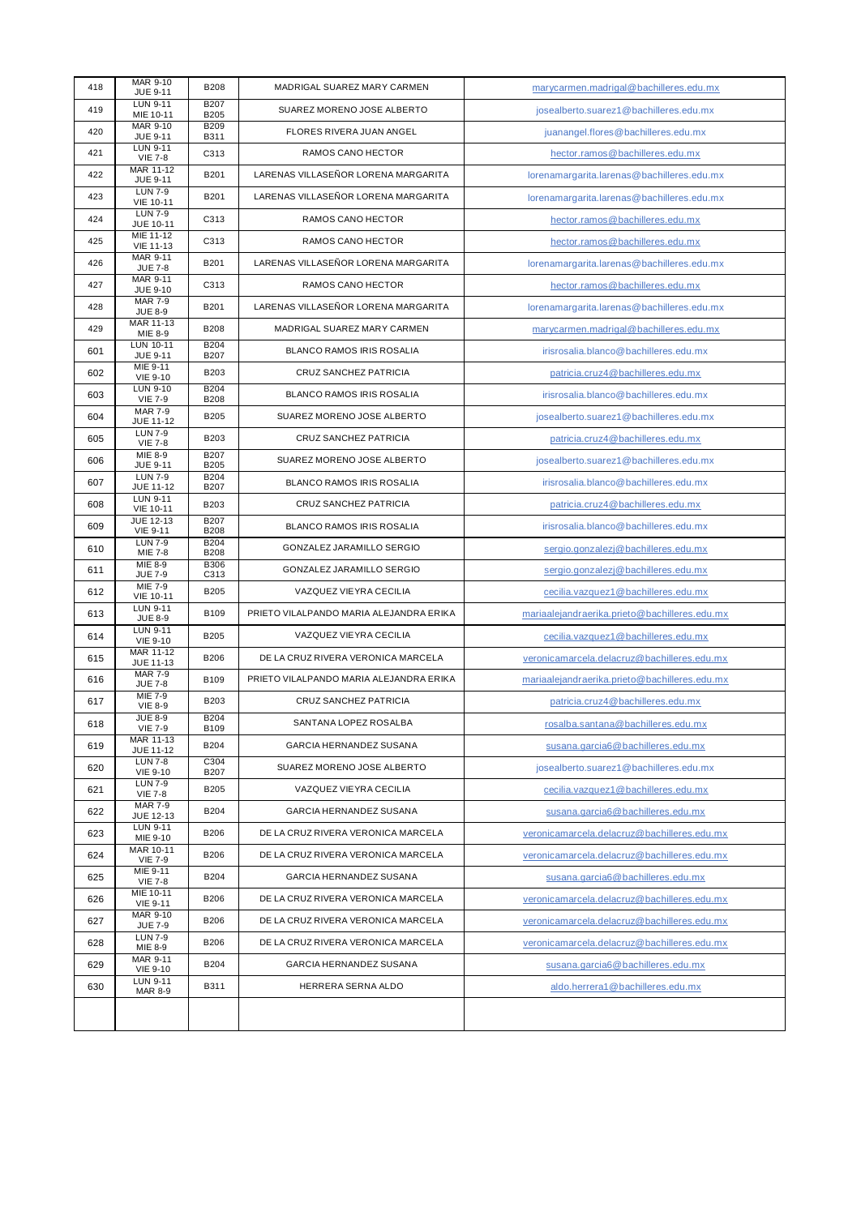| | | | | |
|---|---|---|---|---|
| 418 | MAR 9-10<br>JUE 9-11 | B208 | MADRIGAL SUAREZ MARY CARMEN | marycarmen.madrigal@bachilleres.edu.mx |
| 419 | LUN 9-11<br>MIE 10-11 | B207<br>B205 | SUAREZ MORENO JOSE ALBERTO | josealberto.suarez1@bachilleres.edu.mx |
| 420 | MAR 9-10<br>JUE 9-11 | B209<br>B311 | FLORES RIVERA JUAN ANGEL | juanangel.flores@bachilleres.edu.mx |
| 421 | LUN 9-11<br>VIE 7-8 | C313 | RAMOS CANO HECTOR | hector.ramos@bachilleres.edu.mx |
| 422 | MAR 11-12<br>JUE 9-11 | B201 | LARENAS VILLASEÑOR LORENA MARGARITA | lorenamargarita.larenas@bachilleres.edu.mx |
| 423 | LUN 7-9<br>VIE 10-11 | B201 | LARENAS VILLASEÑOR LORENA MARGARITA | lorenamargarita.larenas@bachilleres.edu.mx |
| 424 | LUN 7-9<br>JUE 10-11 | C313 | RAMOS CANO HECTOR | hector.ramos@bachilleres.edu.mx |
| 425 | MIE 11-12<br>VIE 11-13 | C313 | RAMOS CANO HECTOR | hector.ramos@bachilleres.edu.mx |
| 426 | MAR 9-11<br>JUE 7-8 | B201 | LARENAS VILLASEÑOR LORENA MARGARITA | lorenamargarita.larenas@bachilleres.edu.mx |
| 427 | MAR 9-11<br>JUE 9-10 | C313 | RAMOS CANO HECTOR | hector.ramos@bachilleres.edu.mx |
| 428 | MAR 7-9<br>JUE 8-9 | B201 | LARENAS VILLASEÑOR LORENA MARGARITA | lorenamargarita.larenas@bachilleres.edu.mx |
| 429 | MAR 11-13<br>MIE 8-9 | B208 | MADRIGAL SUAREZ MARY CARMEN | marycarmen.madrigal@bachilleres.edu.mx |
| 601 | LUN 10-11<br>JUE 9-11 | B204<br>B207 | BLANCO RAMOS IRIS ROSALIA | irisrosalia.blanco@bachilleres.edu.mx |
| 602 | MIE 9-11<br>VIE 9-10 | B203 | CRUZ SANCHEZ PATRICIA | patricia.cruz4@bachilleres.edu.mx |
| 603 | LUN 9-10<br>VIE 7-9 | B204<br>B208 | BLANCO RAMOS IRIS ROSALIA | irisrosalia.blanco@bachilleres.edu.mx |
| 604 | MAR 7-9<br>JUE 11-12 | B205 | SUAREZ MORENO JOSE ALBERTO | josealberto.suarez1@bachilleres.edu.mx |
| 605 | LUN 7-9<br>VIE 7-8 | B203 | CRUZ SANCHEZ PATRICIA | patricia.cruz4@bachilleres.edu.mx |
| 606 | MIE 8-9<br>JUE 9-11 | B207<br>B205 | SUAREZ MORENO JOSE ALBERTO | josealberto.suarez1@bachilleres.edu.mx |
| 607 | LUN 7-9<br>JUE 11-12 | B204<br>B207 | BLANCO RAMOS IRIS ROSALIA | irisrosalia.blanco@bachilleres.edu.mx |
| 608 | LUN 9-11<br>VIE 10-11 | B203 | CRUZ SANCHEZ PATRICIA | patricia.cruz4@bachilleres.edu.mx |
| 609 | JUE 12-13<br>VIE 9-11 | B207<br>B208 | BLANCO RAMOS IRIS ROSALIA | irisrosalia.blanco@bachilleres.edu.mx |
| 610 | LUN 7-9<br>MIE 7-8 | B204<br>B208 | GONZALEZ JARAMILLO SERGIO | sergio.gonzalezj@bachilleres.edu.mx |
| 611 | MIE 8-9<br>JUE 7-9 | B306<br>C313 | GONZALEZ JARAMILLO SERGIO | sergio.gonzalezj@bachilleres.edu.mx |
| 612 | MIE 7-9<br>VIE 10-11 | B205 | VAZQUEZ VIEYRA CECILIA | cecilia.vazquez1@bachilleres.edu.mx |
| 613 | LUN 9-11<br>JUE 8-9 | B109 | PRIETO VILALPANDO MARIA ALEJANDRA ERIKA | mariaalejandraerika.prieto@bachilleres.edu.mx |
| 614 | LUN 9-11<br>VIE 9-10 | B205 | VAZQUEZ VIEYRA CECILIA | cecilia.vazquez1@bachilleres.edu.mx |
| 615 | MAR 11-12<br>JUE 11-13 | B206 | DE LA CRUZ RIVERA VERONICA MARCELA | veronicamarcela.delacruz@bachilleres.edu.mx |
| 616 | MAR 7-9<br>JUE 7-8 | B109 | PRIETO VILALPANDO MARIA ALEJANDRA ERIKA | mariaalejandraerika.prieto@bachilleres.edu.mx |
| 617 | MIE 7-9<br>VIE 8-9 | B203 | CRUZ SANCHEZ PATRICIA | patricia.cruz4@bachilleres.edu.mx |
| 618 | JUE 8-9<br>VIE 7-9 | B204<br>B109 | SANTANA LOPEZ ROSALBA | rosalba.santana@bachilleres.edu.mx |
| 619 | MAR 11-13<br>JUE 11-12 | B204 | GARCIA HERNANDEZ SUSANA | susana.garcia6@bachilleres.edu.mx |
| 620 | LUN 7-8<br>VIE 9-10 | C304<br>B207 | SUAREZ MORENO JOSE ALBERTO | josealberto.suarez1@bachilleres.edu.mx |
| 621 | LUN 7-9<br>VIE 7-8 | B205 | VAZQUEZ VIEYRA CECILIA | cecilia.vazquez1@bachilleres.edu.mx |
| 622 | MAR 7-9<br>JUE 12-13 | B204 | GARCIA HERNANDEZ SUSANA | susana.garcia6@bachilleres.edu.mx |
| 623 | LUN 9-11<br>MIE 9-10 | B206 | DE LA CRUZ RIVERA VERONICA MARCELA | veronicamarcela.delacruz@bachilleres.edu.mx |
| 624 | MAR 10-11<br>VIE 7-9 | B206 | DE LA CRUZ RIVERA VERONICA MARCELA | veronicamarcela.delacruz@bachilleres.edu.mx |
| 625 | MIE 9-11<br>VIE 7-8 | B204 | GARCIA HERNANDEZ SUSANA | susana.garcia6@bachilleres.edu.mx |
| 626 | MIE 10-11<br>VIE 9-11 | B206 | DE LA CRUZ RIVERA VERONICA MARCELA | veronicamarcela.delacruz@bachilleres.edu.mx |
| 627 | MAR 9-10<br>JUE 7-9 | B206 | DE LA CRUZ RIVERA VERONICA MARCELA | veronicamarcela.delacruz@bachilleres.edu.mx |
| 628 | LUN 7-9<br>MIE 8-9 | B206 | DE LA CRUZ RIVERA VERONICA MARCELA | veronicamarcela.delacruz@bachilleres.edu.mx |
| 629 | MAR 9-11<br>VIE 9-10 | B204 | GARCIA HERNANDEZ SUSANA | susana.garcia6@bachilleres.edu.mx |
| 630 | LUN 9-11<br>MAR 8-9 | B311 | HERRERA SERNA ALDO | aldo.herrera1@bachilleres.edu.mx |
| | | | | |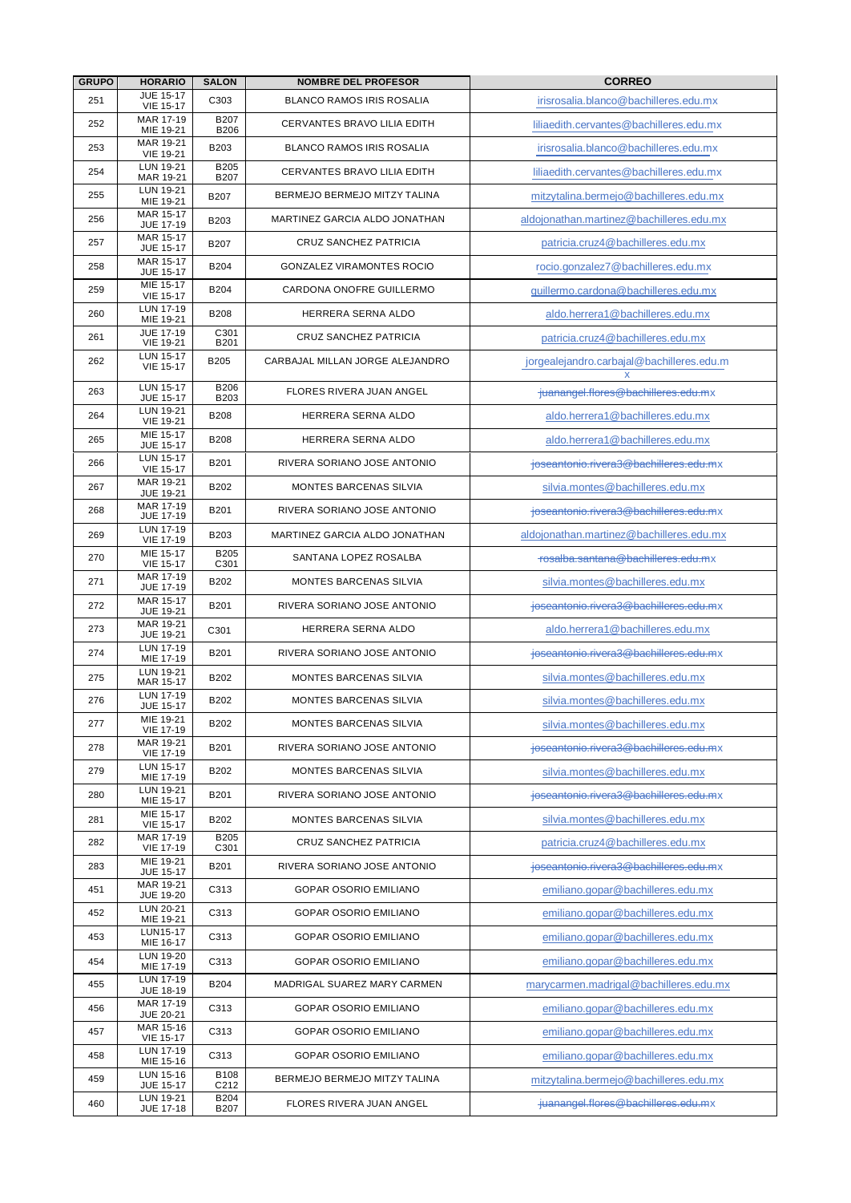| GRUPO | HORARIO | SALON | NOMBRE DEL PROFESOR | CORREO |
|---|---|---|---|---|
| 251 | JUE 15-17 VIE 15-17 | C303 | BLANCO RAMOS IRIS ROSALIA | irisrosalia.blanco@bachilleres.edu.mx |
| 252 | MAR 17-19 MIE 19-21 | B207 B206 | CERVANTES BRAVO LILIA EDITH | liliaedith.cervantes@bachilleres.edu.mx |
| 253 | MAR 19-21 VIE 19-21 | B203 | BLANCO RAMOS IRIS ROSALIA | irisrosalia.blanco@bachilleres.edu.mx |
| 254 | LUN 19-21 MAR 19-21 | B205 B207 | CERVANTES BRAVO LILIA EDITH | liliaedith.cervantes@bachilleres.edu.mx |
| 255 | LUN 19-21 MIE 19-21 | B207 | BERMEJO BERMEJO MITZY TALINA | mitzytalina.bermejo@bachilleres.edu.mx |
| 256 | MAR 15-17 JUE 17-19 | B203 | MARTINEZ GARCIA ALDO JONATHAN | aldojonathan.martinez@bachilleres.edu.mx |
| 257 | MAR 15-17 JUE 15-17 | B207 | CRUZ SANCHEZ PATRICIA | patricia.cruz4@bachilleres.edu.mx |
| 258 | MAR 15-17 JUE 15-17 | B204 | GONZALEZ VIRAMONTES ROCIO | rocio.gonzalez7@bachilleres.edu.mx |
| 259 | MIE 15-17 VIE 15-17 | B204 | CARDONA ONOFRE GUILLERMO | guillermo.cardona@bachilleres.edu.mx |
| 260 | LUN 17-19 MIE 19-21 | B208 | HERRERA SERNA ALDO | aldo.herrera1@bachilleres.edu.mx |
| 261 | JUE 17-19 VIE 19-21 | C301 B201 | CRUZ SANCHEZ PATRICIA | patricia.cruz4@bachilleres.edu.mx |
| 262 | LUN 15-17 VIE 15-17 | B205 | CARBAJAL MILLAN JORGE ALEJANDRO | jorgealejandro.carbajal@bachilleres.edu.mx |
| 263 | LUN 15-17 JUE 15-17 | B206 B203 | FLORES RIVERA JUAN ANGEL | juanangel.flores@bachilleres.edu.mx |
| 264 | LUN 19-21 VIE 19-21 | B208 | HERRERA SERNA ALDO | aldo.herrera1@bachilleres.edu.mx |
| 265 | MIE 15-17 JUE 15-17 | B208 | HERRERA SERNA ALDO | aldo.herrera1@bachilleres.edu.mx |
| 266 | LUN 15-17 VIE 15-17 | B201 | RIVERA SORIANO JOSE ANTONIO | joseantonio.rivera3@bachilleres.edu.mx |
| 267 | MAR 19-21 JUE 19-21 | B202 | MONTES BARCENAS SILVIA | silvia.montes@bachilleres.edu.mx |
| 268 | MAR 17-19 JUE 17-19 | B201 | RIVERA SORIANO JOSE ANTONIO | joseantonio.rivera3@bachilleres.edu.mx |
| 269 | LUN 17-19 VIE 17-19 | B203 | MARTINEZ GARCIA ALDO JONATHAN | aldojonathan.martinez@bachilleres.edu.mx |
| 270 | MIE 15-17 VIE 15-17 | B205 C301 | SANTANA LOPEZ ROSALBA | rosalba.santana@bachilleres.edu.mx |
| 271 | MAR 17-19 JUE 17-19 | B202 | MONTES BARCENAS SILVIA | silvia.montes@bachilleres.edu.mx |
| 272 | MAR 15-17 JUE 19-21 | B201 | RIVERA SORIANO JOSE ANTONIO | joseantonio.rivera3@bachilleres.edu.mx |
| 273 | MAR 19-21 JUE 19-21 | C301 | HERRERA SERNA ALDO | aldo.herrera1@bachilleres.edu.mx |
| 274 | LUN 17-19 MIE 17-19 | B201 | RIVERA SORIANO JOSE ANTONIO | joseantonio.rivera3@bachilleres.edu.mx |
| 275 | LUN 19-21 MAR 15-17 | B202 | MONTES BARCENAS SILVIA | silvia.montes@bachilleres.edu.mx |
| 276 | LUN 17-19 JUE 15-17 | B202 | MONTES BARCENAS SILVIA | silvia.montes@bachilleres.edu.mx |
| 277 | MIE 19-21 VIE 17-19 | B202 | MONTES BARCENAS SILVIA | silvia.montes@bachilleres.edu.mx |
| 278 | MAR 19-21 VIE 17-19 | B201 | RIVERA SORIANO JOSE ANTONIO | joseantonio.rivera3@bachilleres.edu.mx |
| 279 | LUN 15-17 MIE 17-19 | B202 | MONTES BARCENAS SILVIA | silvia.montes@bachilleres.edu.mx |
| 280 | LUN 19-21 MIE 15-17 | B201 | RIVERA SORIANO JOSE ANTONIO | joseantonio.rivera3@bachilleres.edu.mx |
| 281 | MIE 15-17 VIE 15-17 | B202 | MONTES BARCENAS SILVIA | silvia.montes@bachilleres.edu.mx |
| 282 | MAR 17-19 VIE 17-19 | B205 C301 | CRUZ SANCHEZ PATRICIA | patricia.cruz4@bachilleres.edu.mx |
| 283 | MIE 19-21 JUE 15-17 | B201 | RIVERA SORIANO JOSE ANTONIO | joseantonio.rivera3@bachilleres.edu.mx |
| 451 | MAR 19-21 JUE 19-20 | C313 | GOPAR OSORIO EMILIANO | emiliano.gopar@bachilleres.edu.mx |
| 452 | LUN 20-21 MIE 19-21 | C313 | GOPAR OSORIO EMILIANO | emiliano.gopar@bachilleres.edu.mx |
| 453 | LUN15-17 MIE 16-17 | C313 | GOPAR OSORIO EMILIANO | emiliano.gopar@bachilleres.edu.mx |
| 454 | LUN 19-20 MIE 17-19 | C313 | GOPAR OSORIO EMILIANO | emiliano.gopar@bachilleres.edu.mx |
| 455 | LUN 17-19 JUE 18-19 | B204 | MADRIGAL SUAREZ MARY CARMEN | marycarmen.madrigal@bachilleres.edu.mx |
| 456 | MAR 17-19 JUE 20-21 | C313 | GOPAR OSORIO EMILIANO | emiliano.gopar@bachilleres.edu.mx |
| 457 | MAR 15-16 VIE 15-17 | C313 | GOPAR OSORIO EMILIANO | emiliano.gopar@bachilleres.edu.mx |
| 458 | LUN 17-19 MIE 15-16 | C313 | GOPAR OSORIO EMILIANO | emiliano.gopar@bachilleres.edu.mx |
| 459 | LUN 15-16 JUE 15-17 | B108 C212 | BERMEJO BERMEJO MITZY TALINA | mitzytalina.bermejo@bachilleres.edu.mx |
| 460 | LUN 19-21 JUE 17-18 | B204 B207 | FLORES RIVERA JUAN ANGEL | juanangel.flores@bachilleres.edu.mx |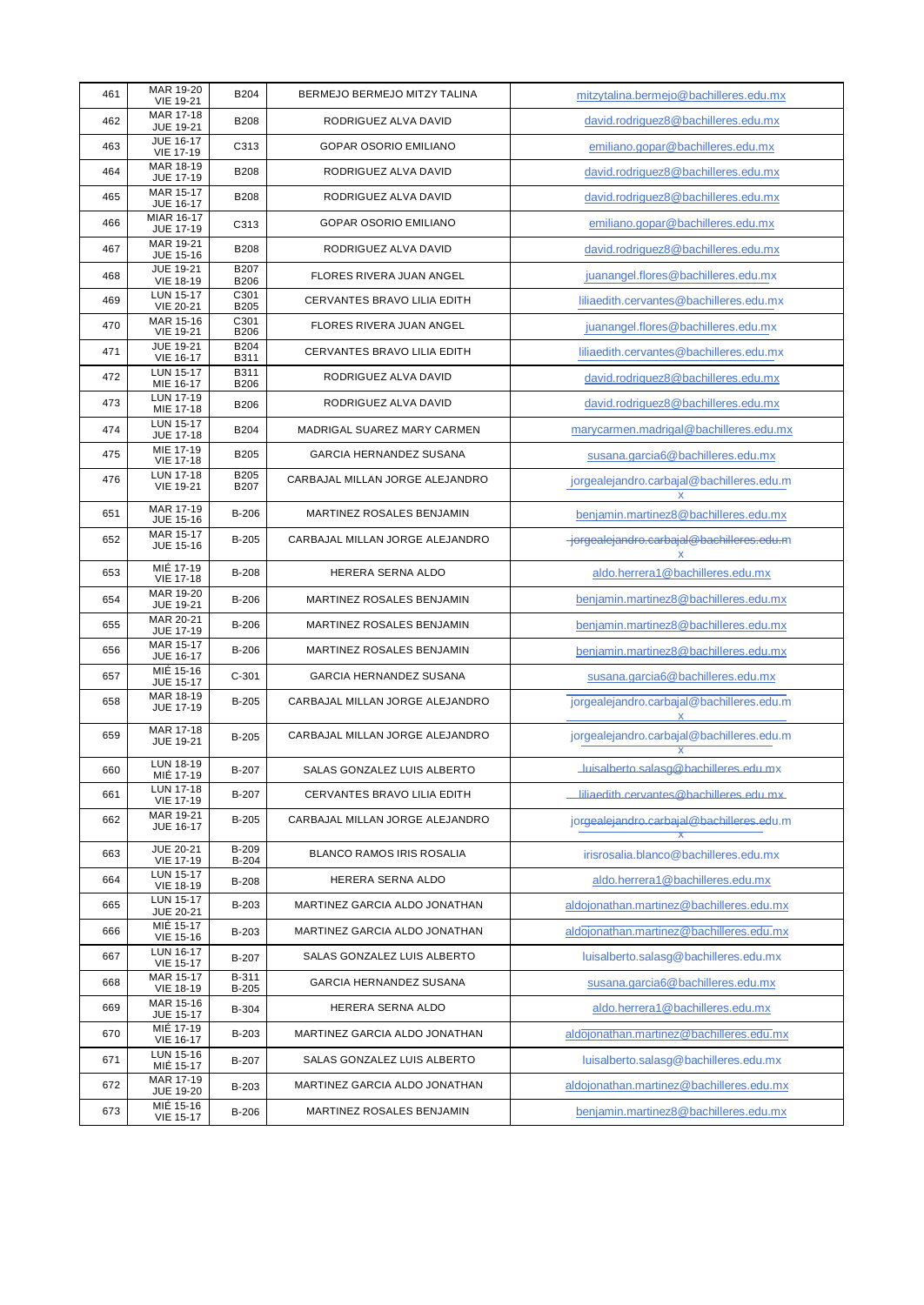| | | | | |
|---|---|---|---|---|
| 461 | MAR 19-20 VIE 19-21 | B204 | BERMEJO BERMEJO MITZY TALINA | mitzytalina.bermejo@bachilleres.edu.mx |
| 462 | MAR 17-18 JUE 19-21 | B208 | RODRIGUEZ ALVA DAVID | david.rodriguez8@bachilleres.edu.mx |
| 463 | JUE 16-17 VIE 17-19 | C313 | GOPAR OSORIO EMILIANO | emiliano.gopar@bachilleres.edu.mx |
| 464 | MAR 18-19 JUE 17-19 | B208 | RODRIGUEZ ALVA DAVID | david.rodriguez8@bachilleres.edu.mx |
| 465 | MAR 15-17 JUE 16-17 | B208 | RODRIGUEZ ALVA DAVID | david.rodriguez8@bachilleres.edu.mx |
| 466 | MIAR 16-17 JUE 17-19 | C313 | GOPAR OSORIO EMILIANO | emiliano.gopar@bachilleres.edu.mx |
| 467 | MAR 19-21 JUE 15-16 | B208 | RODRIGUEZ ALVA DAVID | david.rodriguez8@bachilleres.edu.mx |
| 468 | JUE 19-21 VIE 18-19 | B207 B206 | FLORES RIVERA JUAN ANGEL | juanangel.flores@bachilleres.edu.mx |
| 469 | LUN 15-17 VIE 20-21 | C301 B205 | CERVANTES BRAVO LILIA EDITH | liliaedith.cervantes@bachilleres.edu.mx |
| 470 | MAR 15-16 VIE 19-21 | C301 B206 | FLORES RIVERA JUAN ANGEL | juanangel.flores@bachilleres.edu.mx |
| 471 | JUE 19-21 VIE 16-17 | B204 B311 | CERVANTES BRAVO LILIA EDITH | liliaedith.cervantes@bachilleres.edu.mx |
| 472 | LUN 15-17 MIE 16-17 | B311 B206 | RODRIGUEZ ALVA DAVID | david.rodriguez8@bachilleres.edu.mx |
| 473 | LUN 17-19 MIE 17-18 | B206 | RODRIGUEZ ALVA DAVID | david.rodriguez8@bachilleres.edu.mx |
| 474 | LUN 15-17 JUE 17-18 | B204 | MADRIGAL SUAREZ MARY CARMEN | marycarmen.madrigal@bachilleres.edu.mx |
| 475 | MIE 17-19 VIE 17-18 | B205 | GARCIA HERNANDEZ SUSANA | susana.garcia6@bachilleres.edu.mx |
| 476 | LUN 17-18 VIE 19-21 | B205 B207 | CARBAJAL MILLAN JORGE ALEJANDRO | jorgealejandro.carbajal@bachilleres.edu.mx |
| 651 | MAR 17-19 JUE 15-16 | B-206 | MARTINEZ ROSALES BENJAMIN | benjamin.martinez8@bachilleres.edu.mx |
| 652 | MAR 15-17 JUE 15-16 | B-205 | CARBAJAL MILLAN JORGE ALEJANDRO | jorgealejandro.carbajal@bachilleres.edu.mx |
| 653 | MIÉ 17-19 VIE 17-18 | B-208 | HERERA SERNA ALDO | aldo.herrera1@bachilleres.edu.mx |
| 654 | MAR 19-20 JUE 19-21 | B-206 | MARTINEZ ROSALES BENJAMIN | benjamin.martinez8@bachilleres.edu.mx |
| 655 | MAR 20-21 JUE 17-19 | B-206 | MARTINEZ ROSALES BENJAMIN | benjamin.martinez8@bachilleres.edu.mx |
| 656 | MAR 15-17 JUE 16-17 | B-206 | MARTINEZ ROSALES BENJAMIN | benjamin.martinez8@bachilleres.edu.mx |
| 657 | MIÉ 15-16 JUE 15-17 | C-301 | GARCIA HERNANDEZ SUSANA | susana.garcia6@bachilleres.edu.mx |
| 658 | MAR 18-19 JUE 17-19 | B-205 | CARBAJAL MILLAN JORGE ALEJANDRO | jorgealejandro.carbajal@bachilleres.edu.mx |
| 659 | MAR 17-18 JUE 19-21 | B-205 | CARBAJAL MILLAN JORGE ALEJANDRO | jorgealejandro.carbajal@bachilleres.edu.mx |
| 660 | LUN 18-19 MIÉ 17-19 | B-207 | SALAS GONZALEZ LUIS ALBERTO | luisalberto.salasg@bachilleres.edu.mx |
| 661 | LUN 17-18 VIE 17-19 | B-207 | CERVANTES BRAVO LILIA EDITH | liliaedith.cervantes@bachilleres.edu.mx |
| 662 | MAR 19-21 JUE 16-17 | B-205 | CARBAJAL MILLAN JORGE ALEJANDRO | jorgealejandro.carbajal@bachilleres.edu.mx |
| 663 | JUE 20-21 VIE 17-19 | B-209 B-204 | BLANCO RAMOS IRIS ROSALIA | irisrosalia.blanco@bachilleres.edu.mx |
| 664 | LUN 15-17 VIE 18-19 | B-208 | HERERA SERNA ALDO | aldo.herrera1@bachilleres.edu.mx |
| 665 | LUN 15-17 JUE 20-21 | B-203 | MARTINEZ GARCIA ALDO JONATHAN | aldojonathan.martinez@bachilleres.edu.mx |
| 666 | MIÉ 15-17 VIE 15-16 | B-203 | MARTINEZ GARCIA ALDO JONATHAN | aldojonathan.martinez@bachilleres.edu.mx |
| 667 | LUN 16-17 VIE 15-17 | B-207 | SALAS GONZALEZ LUIS ALBERTO | luisalberto.salasg@bachilleres.edu.mx |
| 668 | MAR 15-17 VIE 18-19 | B-311 B-205 | GARCIA HERNANDEZ SUSANA | susana.garcia6@bachilleres.edu.mx |
| 669 | MAR 15-16 JUE 15-17 | B-304 | HERERA SERNA ALDO | aldo.herrera1@bachilleres.edu.mx |
| 670 | MIÉ 17-19 VIE 16-17 | B-203 | MARTINEZ GARCIA ALDO JONATHAN | aldojonathan.martinez@bachilleres.edu.mx |
| 671 | LUN 15-16 MIÉ 15-17 | B-207 | SALAS GONZALEZ LUIS ALBERTO | luisalberto.salasg@bachilleres.edu.mx |
| 672 | MAR 17-19 JUE 19-20 | B-203 | MARTINEZ GARCIA ALDO JONATHAN | aldojonathan.martinez@bachilleres.edu.mx |
| 673 | MIÉ 15-16 VIE 15-17 | B-206 | MARTINEZ ROSALES BENJAMIN | benjamin.martinez8@bachilleres.edu.mx |